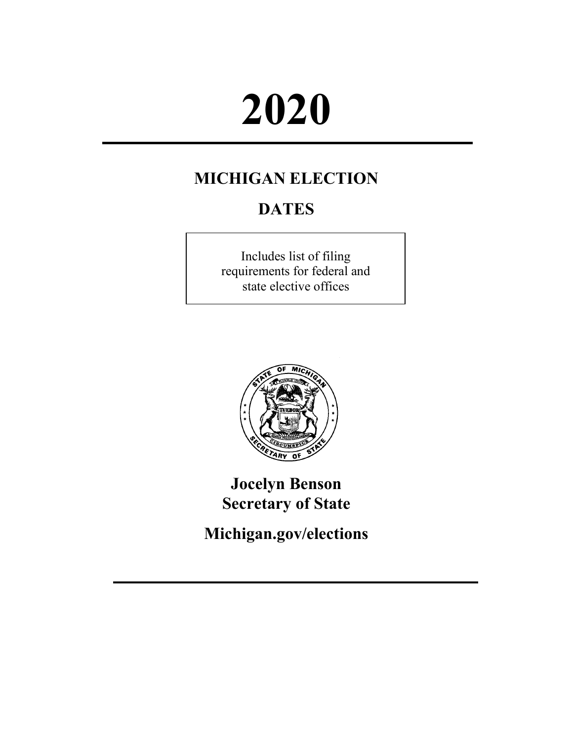# 2020

## MICHIGAN ELECTION

## DATES

Includes list of filing requirements for federal and state elective offices

**Jocelyn Benson**
**Secretary of State**

**Michigan.gov/elections**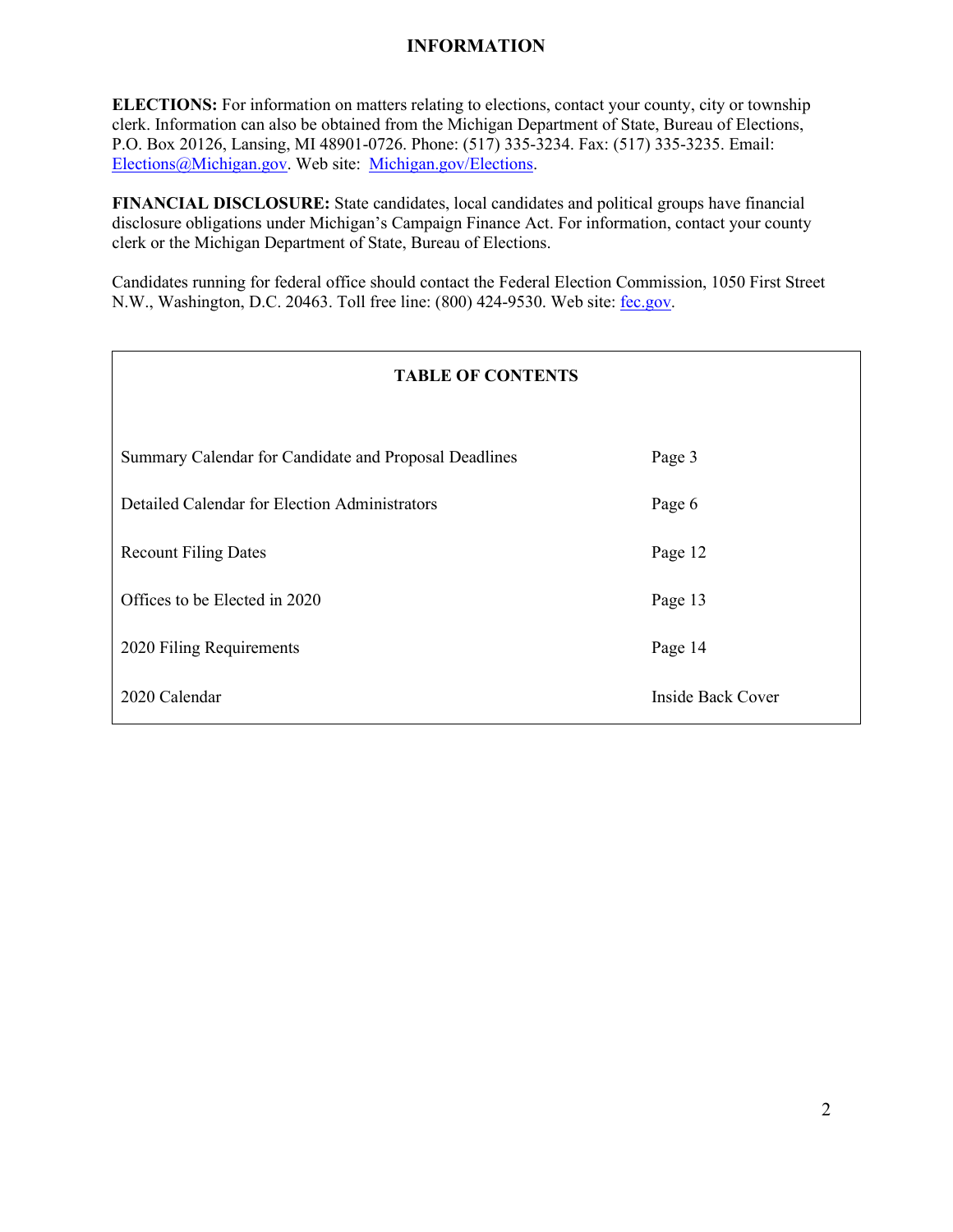# INFORMATION

**ELECTIONS:** For information on matters relating to elections, contact your county, city or township clerk. Information can also be obtained from the Michigan Department of State, Bureau of Elections, P.O. Box 20126, Lansing, MI 48901-0726. Phone: (517) 335-3234. Fax: (517) 335-3235. Email: Elections@Michigan.gov. Web site: Michigan.gov/Elections.

**FINANCIAL DISCLOSURE:** State candidates, local candidates and political groups have financial disclosure obligations under Michigan's Campaign Finance Act. For information, contact your county clerk or the Michigan Department of State, Bureau of Elections.

Candidates running for federal office should contact the Federal Election Commission, 1050 First Street N.W., Washington, D.C. 20463. Toll free line: (800) 424-9530. Web site: fec.gov.

## TABLE OF CONTENTS

| Section | Page |
|---|---|
| Summary Calendar for Candidate and Proposal Deadlines | Page 3 |
| Detailed Calendar for Election Administrators | Page 6 |
| Recount Filing Dates | Page 12 |
| Offices to be Elected in 2020 | Page 13 |
| 2020 Filing Requirements | Page 14 |
| 2020 Calendar | Inside Back Cover |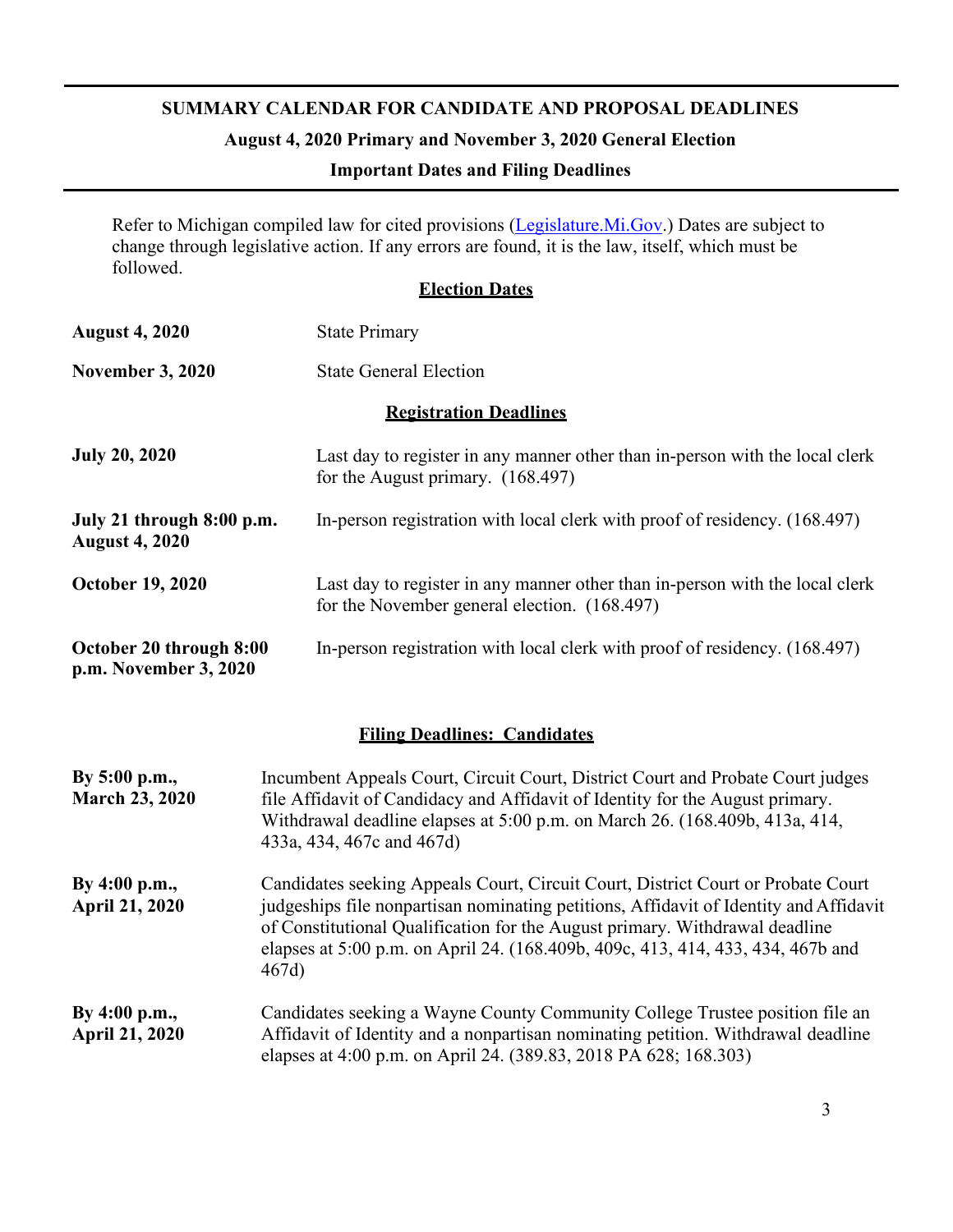# SUMMARY CALENDAR FOR CANDIDATE AND PROPOSAL DEADLINES

## August 4, 2020 Primary and November 3, 2020 General Election

## Important Dates and Filing Deadlines

Refer to Michigan compiled law for cited provisions ([Legislature.Mi.Gov](Legislature.Mi.Gov).) Dates are subject to change through legislative action. If any errors are found, it is the law, itself, which must be followed.

### Election Dates

| | |
|---|---|
| **August 4, 2020** | State Primary |
| **November 3, 2020** | State General Election |

### Registration Deadlines

| | |
|---|---|
| **July 20, 2020** | Last day to register in any manner other than in-person with the local clerk for the August primary. (168.497) |
| **July 21 through 8:00 p.m. August 4, 2020** | In-person registration with local clerk with proof of residency. (168.497) |
| **October 19, 2020** | Last day to register in any manner other than in-person with the local clerk for the November general election. (168.497) |
| **October 20 through 8:00 p.m. November 3, 2020** | In-person registration with local clerk with proof of residency. (168.497) |

### Filing Deadlines: Candidates

| | |
|---|---|
| **By 5:00 p.m., March 23, 2020** | Incumbent Appeals Court, Circuit Court, District Court and Probate Court judges file Affidavit of Candidacy and Affidavit of Identity for the August primary. Withdrawal deadline elapses at 5:00 p.m. on March 26. (168.409b, 413a, 414, 433a, 434, 467c and 467d) |
| **By 4:00 p.m., April 21, 2020** | Candidates seeking Appeals Court, Circuit Court, District Court or Probate Court judgeships file nonpartisan nominating petitions, Affidavit of Identity and Affidavit of Constitutional Qualification for the August primary. Withdrawal deadline elapses at 5:00 p.m. on April 24. (168.409b, 409c, 413, 414, 433, 434, 467b and 467d) |
| **By 4:00 p.m., April 21, 2020** | Candidates seeking a Wayne County Community College Trustee position file an Affidavit of Identity and a nonpartisan nominating petition. Withdrawal deadline elapses at 4:00 p.m. on April 24. (389.83, 2018 PA 628; 168.303) |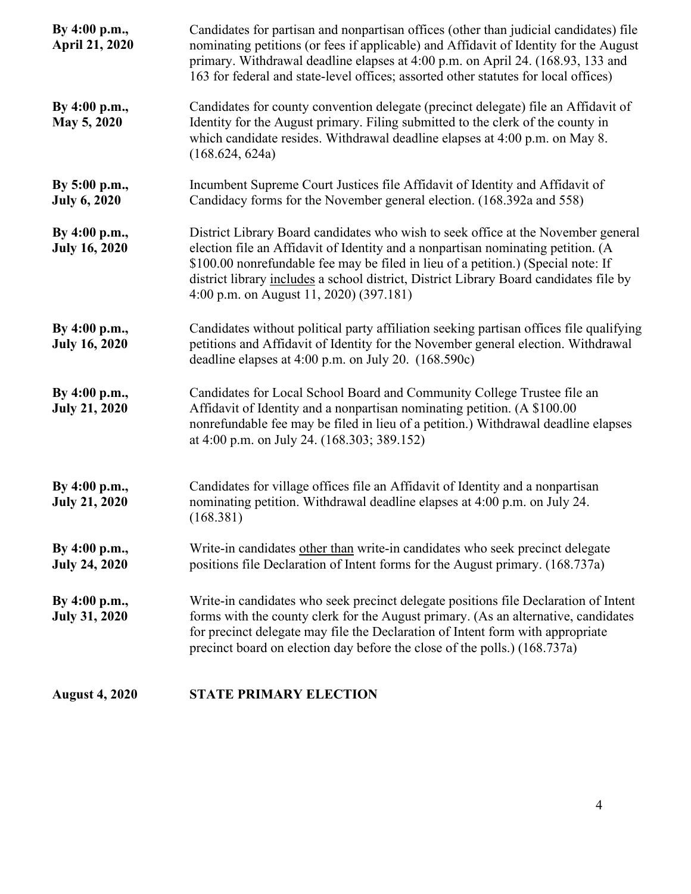**By 4:00 p.m., April 21, 2020**

Candidates for partisan and nonpartisan offices (other than judicial candidates) file nominating petitions (or fees if applicable) and Affidavit of Identity for the August primary. Withdrawal deadline elapses at 4:00 p.m. on April 24. (168.93, 133 and 163 for federal and state-level offices; assorted other statutes for local offices)

**By 4:00 p.m., May 5, 2020**

Candidates for county convention delegate (precinct delegate) file an Affidavit of Identity for the August primary. Filing submitted to the clerk of the county in which candidate resides. Withdrawal deadline elapses at 4:00 p.m. on May 8. (168.624, 624a)

**By 5:00 p.m., July 6, 2020**

Incumbent Supreme Court Justices file Affidavit of Identity and Affidavit of Candidacy forms for the November general election. (168.392a and 558)

**By 4:00 p.m., July 16, 2020**

District Library Board candidates who wish to seek office at the November general election file an Affidavit of Identity and a nonpartisan nominating petition. (A $100.00 nonrefundable fee may be filed in lieu of a petition.) (Special note: If district library includes a school district, District Library Board candidates file by 4:00 p.m. on August 11, 2020) (397.181)

**By 4:00 p.m., July 16, 2020**

Candidates without political party affiliation seeking partisan offices file qualifying petitions and Affidavit of Identity for the November general election. Withdrawal deadline elapses at 4:00 p.m. on July 20. (168.590c)

**By 4:00 p.m., July 21, 2020**

Candidates for Local School Board and Community College Trustee file an Affidavit of Identity and a nonpartisan nominating petition. (A $100.00 nonrefundable fee may be filed in lieu of a petition.) Withdrawal deadline elapses at 4:00 p.m. on July 24. (168.303; 389.152)

**By 4:00 p.m., July 21, 2020**

Candidates for village offices file an Affidavit of Identity and a nonpartisan nominating petition. Withdrawal deadline elapses at 4:00 p.m. on July 24. (168.381)

**By 4:00 p.m., July 24, 2020**

Write-in candidates other than write-in candidates who seek precinct delegate positions file Declaration of Intent forms for the August primary. (168.737a)

**By 4:00 p.m., July 31, 2020**

Write-in candidates who seek precinct delegate positions file Declaration of Intent forms with the county clerk for the August primary. (As an alternative, candidates for precinct delegate may file the Declaration of Intent form with appropriate precinct board on election day before the close of the polls.) (168.737a)

**August 4, 2020**

**STATE PRIMARY ELECTION**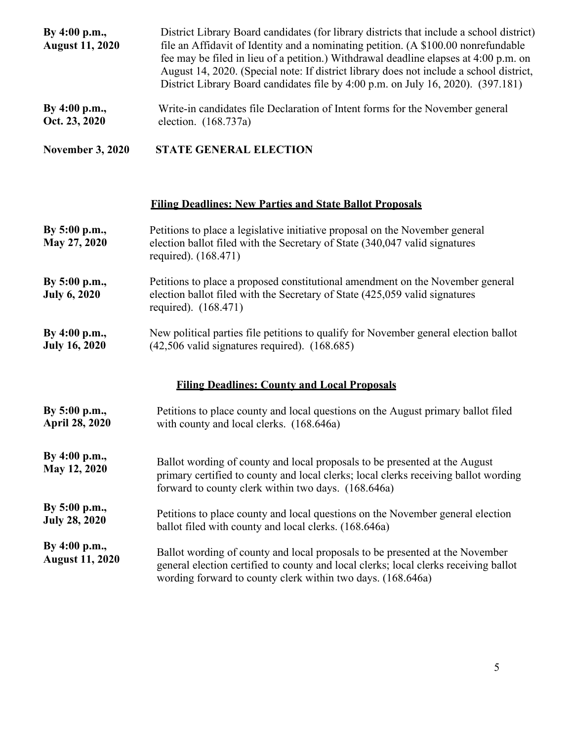**By 4:00 p.m., August 11, 2020** — District Library Board candidates (for library districts that include a school district) file an Affidavit of Identity and a nominating petition. (A $100.00 nonrefundable fee may be filed in lieu of a petition.) Withdrawal deadline elapses at 4:00 p.m. on August 14, 2020. (Special note: If district library does not include a school district, District Library Board candidates file by 4:00 p.m. on July 16, 2020). (397.181)

**By 4:00 p.m., Oct. 23, 2020** — Write-in candidates file Declaration of Intent forms for the November general election. (168.737a)

**November 3, 2020** — **STATE GENERAL ELECTION**

## Filing Deadlines: New Parties and State Ballot Proposals

**By 5:00 p.m., May 27, 2020** — Petitions to place a legislative initiative proposal on the November general election ballot filed with the Secretary of State (340,047 valid signatures required). (168.471)

**By 5:00 p.m., July 6, 2020** — Petitions to place a proposed constitutional amendment on the November general election ballot filed with the Secretary of State (425,059 valid signatures required). (168.471)

**By 4:00 p.m., July 16, 2020** — New political parties file petitions to qualify for November general election ballot (42,506 valid signatures required). (168.685)

## Filing Deadlines: County and Local Proposals

**By 5:00 p.m., April 28, 2020** — Petitions to place county and local questions on the August primary ballot filed with county and local clerks. (168.646a)

**By 4:00 p.m., May 12, 2020** — Ballot wording of county and local proposals to be presented at the August primary certified to county and local clerks; local clerks receiving ballot wording forward to county clerk within two days. (168.646a)

**By 5:00 p.m., July 28, 2020** — Petitions to place county and local questions on the November general election ballot filed with county and local clerks. (168.646a)

**By 4:00 p.m., August 11, 2020** — Ballot wording of county and local proposals to be presented at the November general election certified to county and local clerks; local clerks receiving ballot wording forward to county clerk within two days. (168.646a)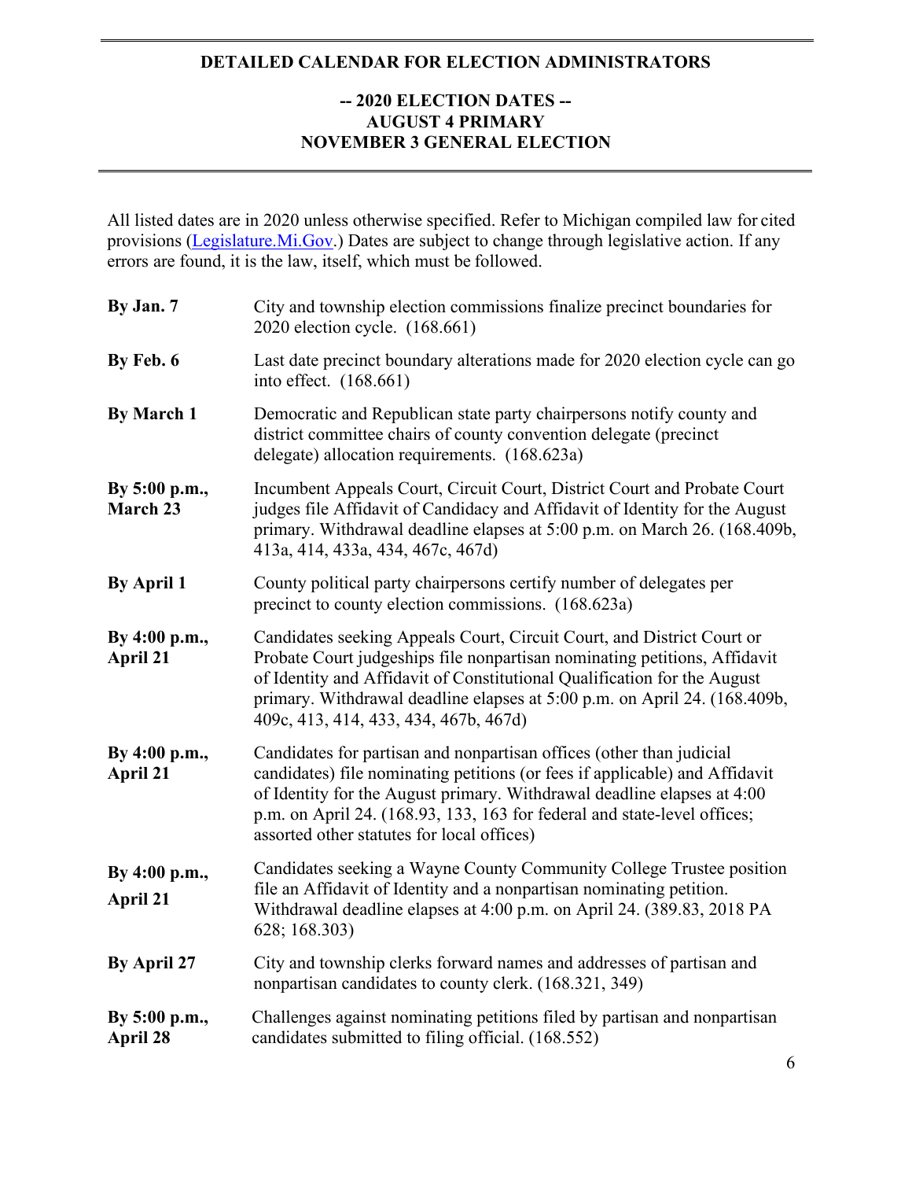## DETAILED CALENDAR FOR ELECTION ADMINISTRATORS

### -- 2020 ELECTION DATES --
### AUGUST 4 PRIMARY
### NOVEMBER 3 GENERAL ELECTION

All listed dates are in 2020 unless otherwise specified. Refer to Michigan compiled law for cited provisions (Legislature.Mi.Gov.) Dates are subject to change through legislative action. If any errors are found, it is the law, itself, which must be followed.

| | |
|---|---|
| **By Jan. 7** | City and township election commissions finalize precinct boundaries for 2020 election cycle. (168.661) |
| **By Feb. 6** | Last date precinct boundary alterations made for 2020 election cycle can go into effect. (168.661) |
| **By March 1** | Democratic and Republican state party chairpersons notify county and district committee chairs of county convention delegate (precinct delegate) allocation requirements. (168.623a) |
| **By 5:00 p.m., March 23** | Incumbent Appeals Court, Circuit Court, District Court and Probate Court judges file Affidavit of Candidacy and Affidavit of Identity for the August primary. Withdrawal deadline elapses at 5:00 p.m. on March 26. (168.409b, 413a, 414, 433a, 434, 467c, 467d) |
| **By April 1** | County political party chairpersons certify number of delegates per precinct to county election commissions. (168.623a) |
| **By 4:00 p.m., April 21** | Candidates seeking Appeals Court, Circuit Court, and District Court or Probate Court judgeships file nonpartisan nominating petitions, Affidavit of Identity and Affidavit of Constitutional Qualification for the August primary. Withdrawal deadline elapses at 5:00 p.m. on April 24. (168.409b, 409c, 413, 414, 433, 434, 467b, 467d) |
| **By 4:00 p.m., April 21** | Candidates for partisan and nonpartisan offices (other than judicial candidates) file nominating petitions (or fees if applicable) and Affidavit of Identity for the August primary. Withdrawal deadline elapses at 4:00 p.m. on April 24. (168.93, 133, 163 for federal and state-level offices; assorted other statutes for local offices) |
| **By 4:00 p.m., April 21** | Candidates seeking a Wayne County Community College Trustee position file an Affidavit of Identity and a nonpartisan nominating petition. Withdrawal deadline elapses at 4:00 p.m. on April 24. (389.83, 2018 PA 628; 168.303) |
| **By April 27** | City and township clerks forward names and addresses of partisan and nonpartisan candidates to county clerk. (168.321, 349) |
| **By 5:00 p.m., April 28** | Challenges against nominating petitions filed by partisan and nonpartisan candidates submitted to filing official. (168.552) |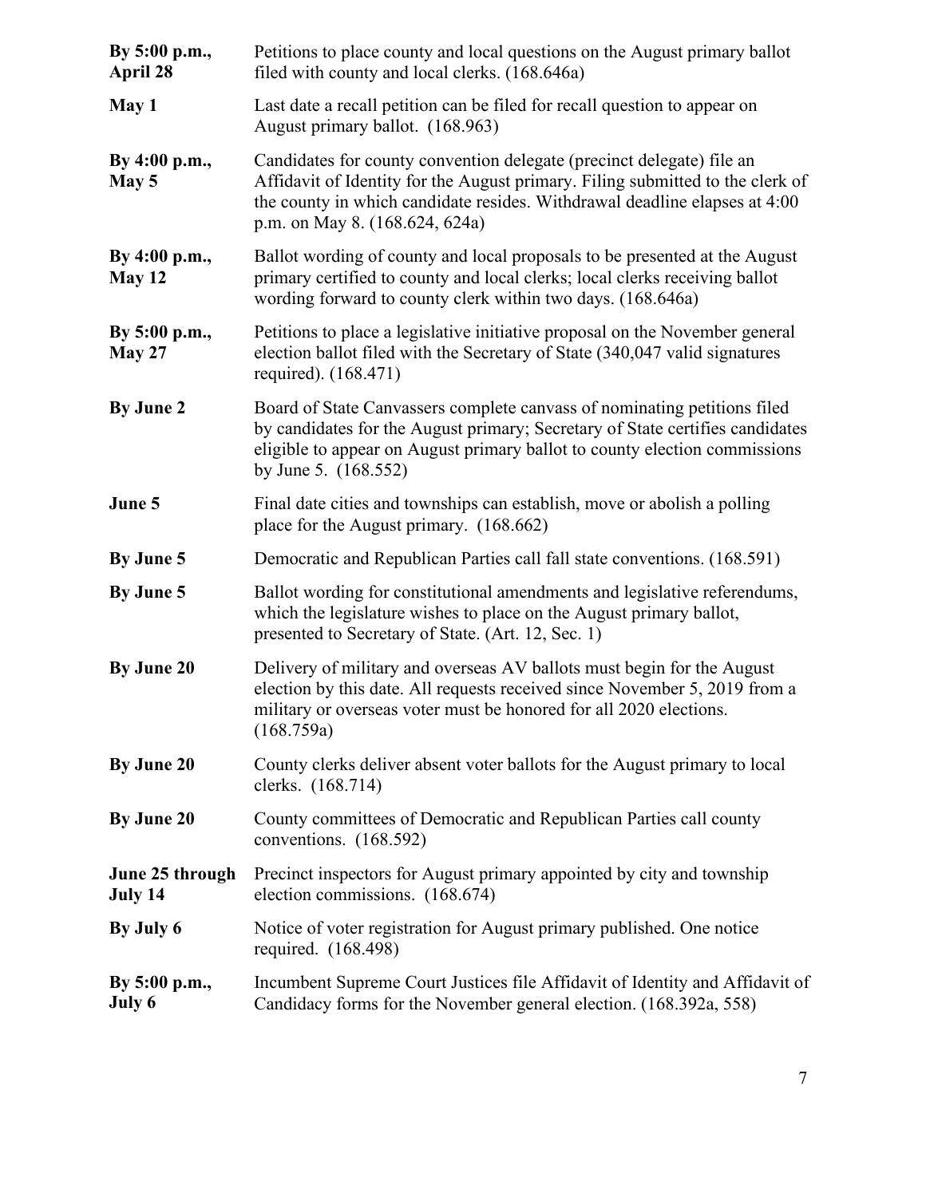| | |
|---|---|
| **By 5:00 p.m., April 28** | Petitions to place county and local questions on the August primary ballot filed with county and local clerks. (168.646a) |
| **May 1** | Last date a recall petition can be filed for recall question to appear on August primary ballot. (168.963) |
| **By 4:00 p.m., May 5** | Candidates for county convention delegate (precinct delegate) file an Affidavit of Identity for the August primary. Filing submitted to the clerk of the county in which candidate resides. Withdrawal deadline elapses at 4:00 p.m. on May 8. (168.624, 624a) |
| **By 4:00 p.m., May 12** | Ballot wording of county and local proposals to be presented at the August primary certified to county and local clerks; local clerks receiving ballot wording forward to county clerk within two days. (168.646a) |
| **By 5:00 p.m., May 27** | Petitions to place a legislative initiative proposal on the November general election ballot filed with the Secretary of State (340,047 valid signatures required). (168.471) |
| **By June 2** | Board of State Canvassers complete canvass of nominating petitions filed by candidates for the August primary; Secretary of State certifies candidates eligible to appear on August primary ballot to county election commissions by June 5. (168.552) |
| **June 5** | Final date cities and townships can establish, move or abolish a polling place for the August primary. (168.662) |
| **By June 5** | Democratic and Republican Parties call fall state conventions. (168.591) |
| **By June 5** | Ballot wording for constitutional amendments and legislative referendums, which the legislature wishes to place on the August primary ballot, presented to Secretary of State. (Art. 12, Sec. 1) |
| **By June 20** | Delivery of military and overseas AV ballots must begin for the August election by this date. All requests received since November 5, 2019 from a military or overseas voter must be honored for all 2020 elections. (168.759a) |
| **By June 20** | County clerks deliver absent voter ballots for the August primary to local clerks. (168.714) |
| **By June 20** | County committees of Democratic and Republican Parties call county conventions. (168.592) |
| **June 25 through July 14** | Precinct inspectors for August primary appointed by city and township election commissions. (168.674) |
| **By July 6** | Notice of voter registration for August primary published. One notice required. (168.498) |
| **By 5:00 p.m., July 6** | Incumbent Supreme Court Justices file Affidavit of Identity and Affidavit of Candidacy forms for the November general election. (168.392a, 558) |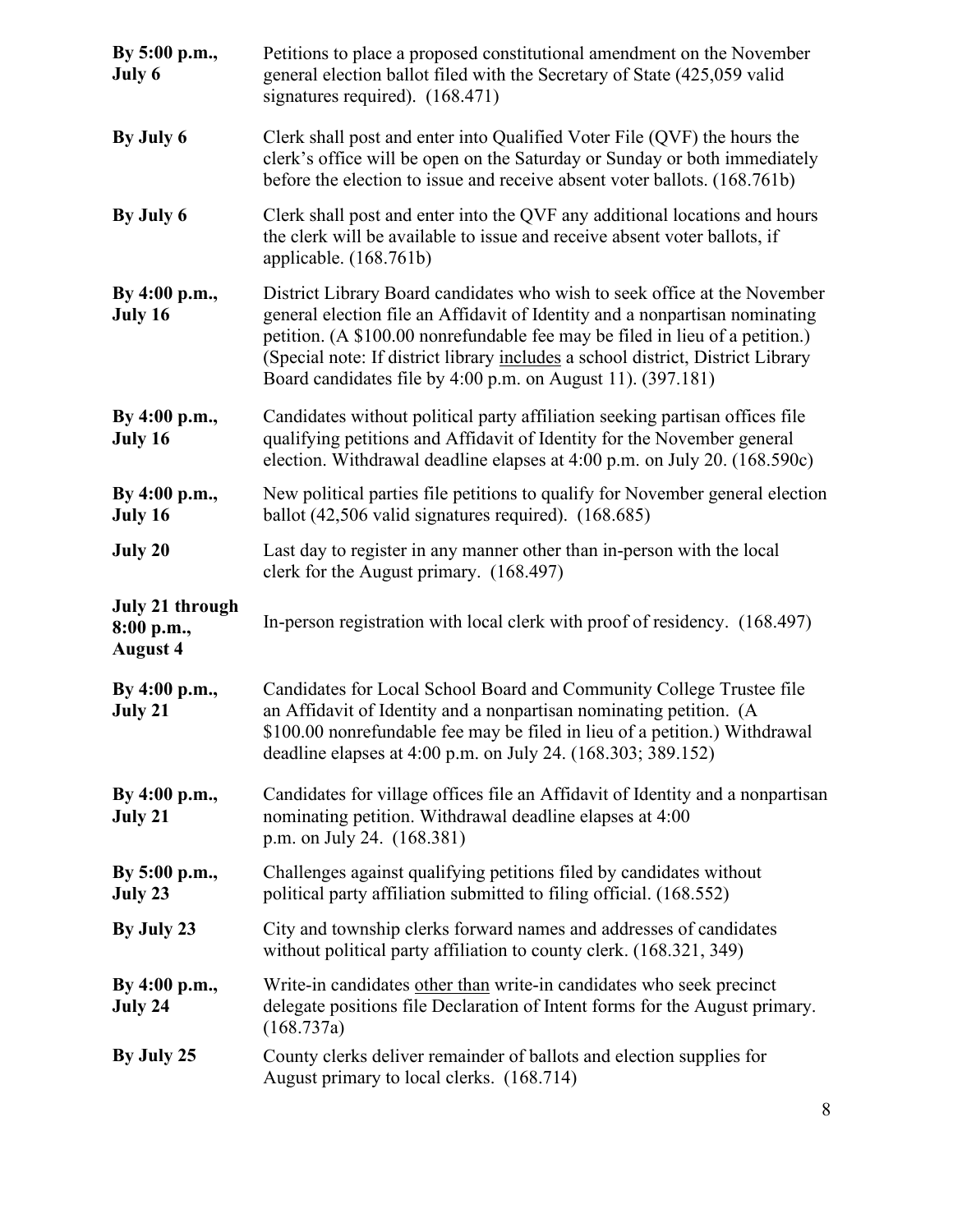| | |
|---|---|
| **By 5:00 p.m., July 6** | Petitions to place a proposed constitutional amendment on the November general election ballot filed with the Secretary of State (425,059 valid signatures required). (168.471) |
| **By July 6** | Clerk shall post and enter into Qualified Voter File (QVF) the hours the clerk's office will be open on the Saturday or Sunday or both immediately before the election to issue and receive absent voter ballots. (168.761b) |
| **By July 6** | Clerk shall post and enter into the QVF any additional locations and hours the clerk will be available to issue and receive absent voter ballots, if applicable. (168.761b) |
| **By 4:00 p.m., July 16** | District Library Board candidates who wish to seek office at the November general election file an Affidavit of Identity and a nonpartisan nominating petition. (A $100.00 nonrefundable fee may be filed in lieu of a petition.) (Special note: If district library <u>includes</u> a school district, District Library Board candidates file by 4:00 p.m. on August 11). (397.181) |
| **By 4:00 p.m., July 16** | Candidates without political party affiliation seeking partisan offices file qualifying petitions and Affidavit of Identity for the November general election. Withdrawal deadline elapses at 4:00 p.m. on July 20. (168.590c) |
| **By 4:00 p.m., July 16** | New political parties file petitions to qualify for November general election ballot (42,506 valid signatures required). (168.685) |
| **July 20** | Last day to register in any manner other than in-person with the local clerk for the August primary. (168.497) |
| **July 21 through 8:00 p.m., August 4** | In-person registration with local clerk with proof of residency. (168.497) |
| **By 4:00 p.m., July 21** | Candidates for Local School Board and Community College Trustee file an Affidavit of Identity and a nonpartisan nominating petition. (A $100.00 nonrefundable fee may be filed in lieu of a petition.) Withdrawal deadline elapses at 4:00 p.m. on July 24. (168.303; 389.152) |
| **By 4:00 p.m., July 21** | Candidates for village offices file an Affidavit of Identity and a nonpartisan nominating petition. Withdrawal deadline elapses at 4:00 p.m. on July 24. (168.381) |
| **By 5:00 p.m., July 23** | Challenges against qualifying petitions filed by candidates without political party affiliation submitted to filing official. (168.552) |
| **By July 23** | City and township clerks forward names and addresses of candidates without political party affiliation to county clerk. (168.321, 349) |
| **By 4:00 p.m., July 24** | Write-in candidates <u>other than</u> write-in candidates who seek precinct delegate positions file Declaration of Intent forms for the August primary. (168.737a) |
| **By July 25** | County clerks deliver remainder of ballots and election supplies for August primary to local clerks. (168.714) |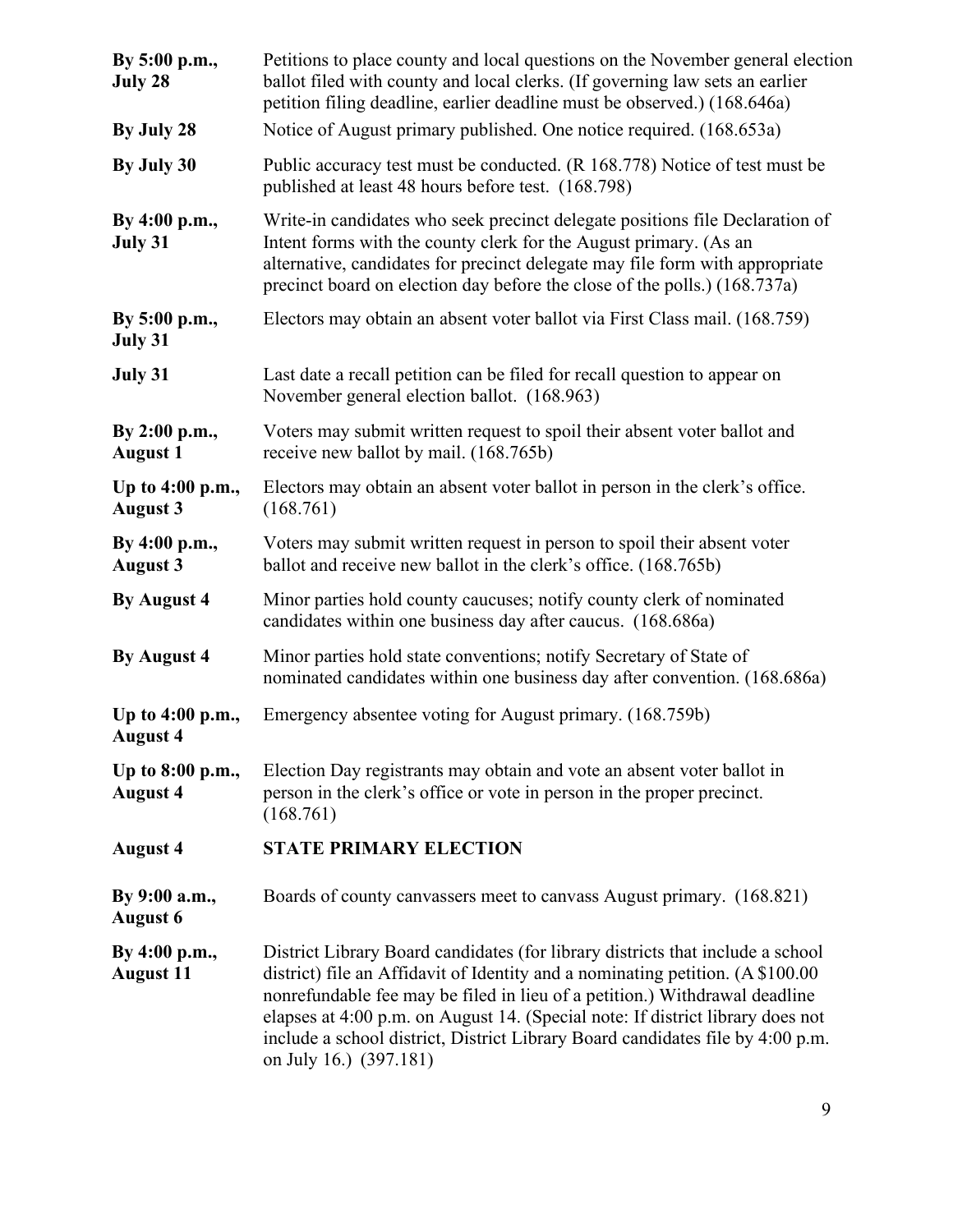| | |
|---|---|
| **By 5:00 p.m., July 28** | Petitions to place county and local questions on the November general election ballot filed with county and local clerks. (If governing law sets an earlier petition filing deadline, earlier deadline must be observed.) (168.646a) |
| **By July 28** | Notice of August primary published. One notice required. (168.653a) |
| **By July 30** | Public accuracy test must be conducted. (R 168.778) Notice of test must be published at least 48 hours before test. (168.798) |
| **By 4:00 p.m., July 31** | Write-in candidates who seek precinct delegate positions file Declaration of Intent forms with the county clerk for the August primary. (As an alternative, candidates for precinct delegate may file form with appropriate precinct board on election day before the close of the polls.) (168.737a) |
| **By 5:00 p.m., July 31** | Electors may obtain an absent voter ballot via First Class mail. (168.759) |
| **July 31** | Last date a recall petition can be filed for recall question to appear on November general election ballot. (168.963) |
| **By 2:00 p.m., August 1** | Voters may submit written request to spoil their absent voter ballot and receive new ballot by mail. (168.765b) |
| **Up to 4:00 p.m., August 3** | Electors may obtain an absent voter ballot in person in the clerk's office. (168.761) |
| **By 4:00 p.m., August 3** | Voters may submit written request in person to spoil their absent voter ballot and receive new ballot in the clerk's office. (168.765b) |
| **By August 4** | Minor parties hold county caucuses; notify county clerk of nominated candidates within one business day after caucus. (168.686a) |
| **By August 4** | Minor parties hold state conventions; notify Secretary of State of nominated candidates within one business day after convention. (168.686a) |
| **Up to 4:00 p.m., August 4** | Emergency absentee voting for August primary. (168.759b) |
| **Up to 8:00 p.m., August 4** | Election Day registrants may obtain and vote an absent voter ballot in person in the clerk's office or vote in person in the proper precinct. (168.761) |
| **August 4** | **STATE PRIMARY ELECTION** |
| **By 9:00 a.m., August 6** | Boards of county canvassers meet to canvass August primary. (168.821) |
| **By 4:00 p.m., August 11** | District Library Board candidates (for library districts that include a school district) file an Affidavit of Identity and a nominating petition. (A $100.00 nonrefundable fee may be filed in lieu of a petition.) Withdrawal deadline elapses at 4:00 p.m. on August 14. (Special note: If district library does not include a school district, District Library Board candidates file by 4:00 p.m. on July 16.) (397.181) |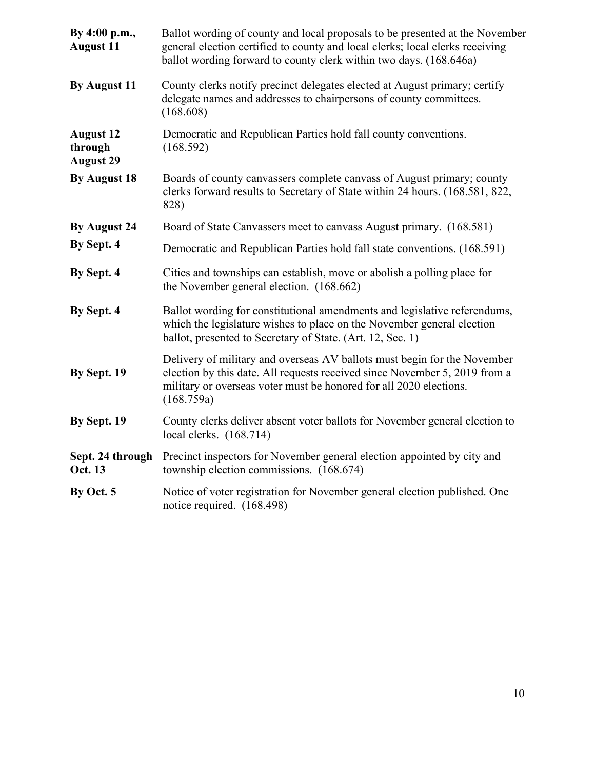| | |
|---|---|
| **By 4:00 p.m., August 11** | Ballot wording of county and local proposals to be presented at the November general election certified to county and local clerks; local clerks receiving ballot wording forward to county clerk within two days. (168.646a) |
| **By August 11** | County clerks notify precinct delegates elected at August primary; certify delegate names and addresses to chairpersons of county committees. (168.608) |
| **August 12 through August 29** | Democratic and Republican Parties hold fall county conventions. (168.592) |
| **By August 18** | Boards of county canvassers complete canvass of August primary; county clerks forward results to Secretary of State within 24 hours. (168.581, 822, 828) |
| **By August 24** | Board of State Canvassers meet to canvass August primary. (168.581) |
| **By Sept. 4** | Democratic and Republican Parties hold fall state conventions. (168.591) |
| **By Sept. 4** | Cities and townships can establish, move or abolish a polling place for the November general election. (168.662) |
| **By Sept. 4** | Ballot wording for constitutional amendments and legislative referendums, which the legislature wishes to place on the November general election ballot, presented to Secretary of State. (Art. 12, Sec. 1) |
| **By Sept. 19** | Delivery of military and overseas AV ballots must begin for the November election by this date. All requests received since November 5, 2019 from a military or overseas voter must be honored for all 2020 elections. (168.759a) |
| **By Sept. 19** | County clerks deliver absent voter ballots for November general election to local clerks. (168.714) |
| **Sept. 24 through Oct. 13** | Precinct inspectors for November general election appointed by city and township election commissions. (168.674) |
| **By Oct. 5** | Notice of voter registration for November general election published. One notice required. (168.498) |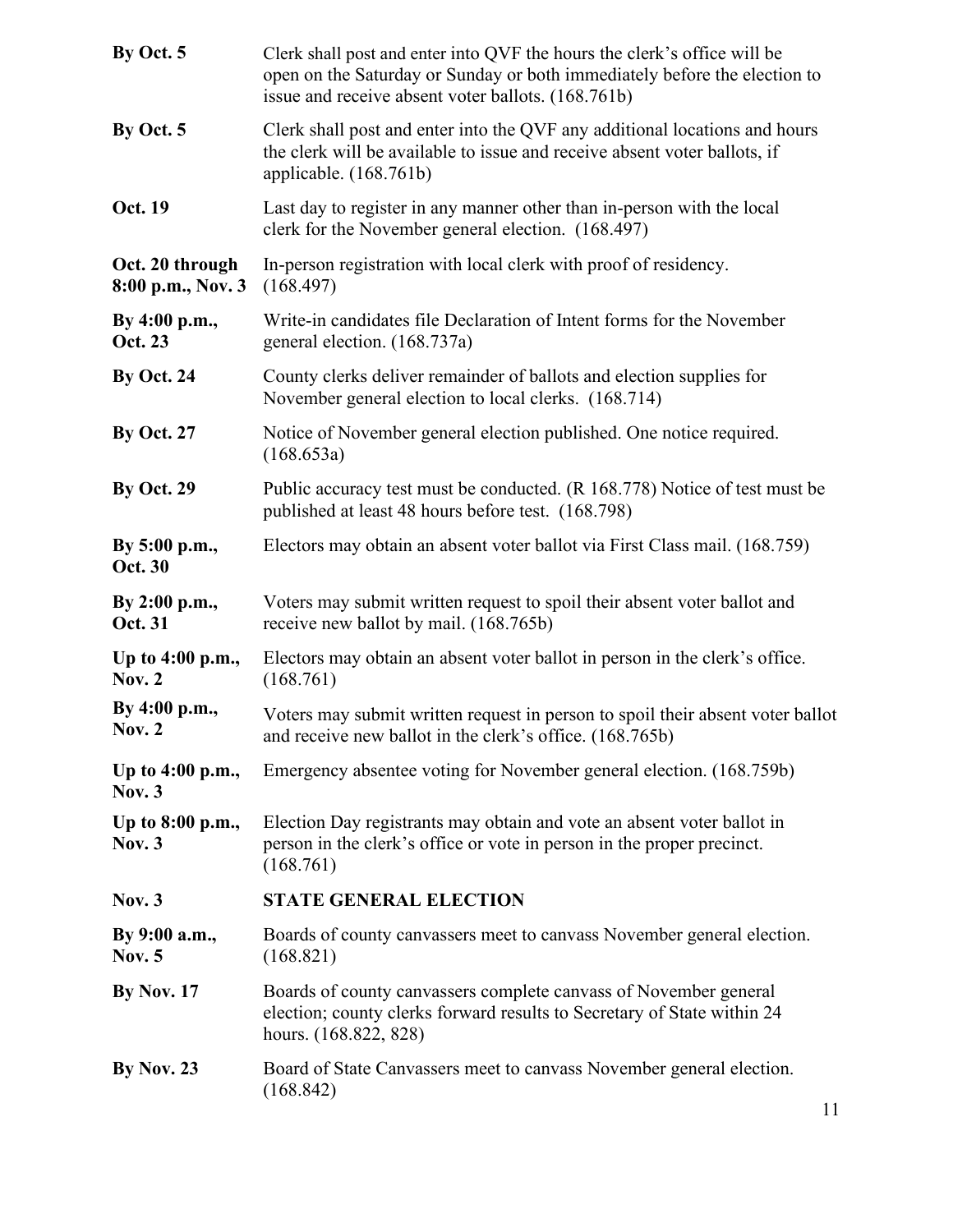| | |
|---|---|
| **By Oct. 5** | Clerk shall post and enter into QVF the hours the clerk's office will be open on the Saturday or Sunday or both immediately before the election to issue and receive absent voter ballots. (168.761b) |
| **By Oct. 5** | Clerk shall post and enter into the QVF any additional locations and hours the clerk will be available to issue and receive absent voter ballots, if applicable. (168.761b) |
| **Oct. 19** | Last day to register in any manner other than in-person with the local clerk for the November general election. (168.497) |
| **Oct. 20 through 8:00 p.m., Nov. 3** | In-person registration with local clerk with proof of residency. (168.497) |
| **By 4:00 p.m., Oct. 23** | Write-in candidates file Declaration of Intent forms for the November general election. (168.737a) |
| **By Oct. 24** | County clerks deliver remainder of ballots and election supplies for November general election to local clerks. (168.714) |
| **By Oct. 27** | Notice of November general election published. One notice required. (168.653a) |
| **By Oct. 29** | Public accuracy test must be conducted. (R 168.778) Notice of test must be published at least 48 hours before test. (168.798) |
| **By 5:00 p.m., Oct. 30** | Electors may obtain an absent voter ballot via First Class mail. (168.759) |
| **By 2:00 p.m., Oct. 31** | Voters may submit written request to spoil their absent voter ballot and receive new ballot by mail. (168.765b) |
| **Up to 4:00 p.m., Nov. 2** | Electors may obtain an absent voter ballot in person in the clerk's office. (168.761) |
| **By 4:00 p.m., Nov. 2** | Voters may submit written request in person to spoil their absent voter ballot and receive new ballot in the clerk's office. (168.765b) |
| **Up to 4:00 p.m., Nov. 3** | Emergency absentee voting for November general election. (168.759b) |
| **Up to 8:00 p.m., Nov. 3** | Election Day registrants may obtain and vote an absent voter ballot in person in the clerk's office or vote in person in the proper precinct. (168.761) |
| **Nov. 3** | **STATE GENERAL ELECTION** |
| **By 9:00 a.m., Nov. 5** | Boards of county canvassers meet to canvass November general election. (168.821) |
| **By Nov. 17** | Boards of county canvassers complete canvass of November general election; county clerks forward results to Secretary of State within 24 hours. (168.822, 828) |
| **By Nov. 23** | Board of State Canvassers meet to canvass November general election. (168.842) |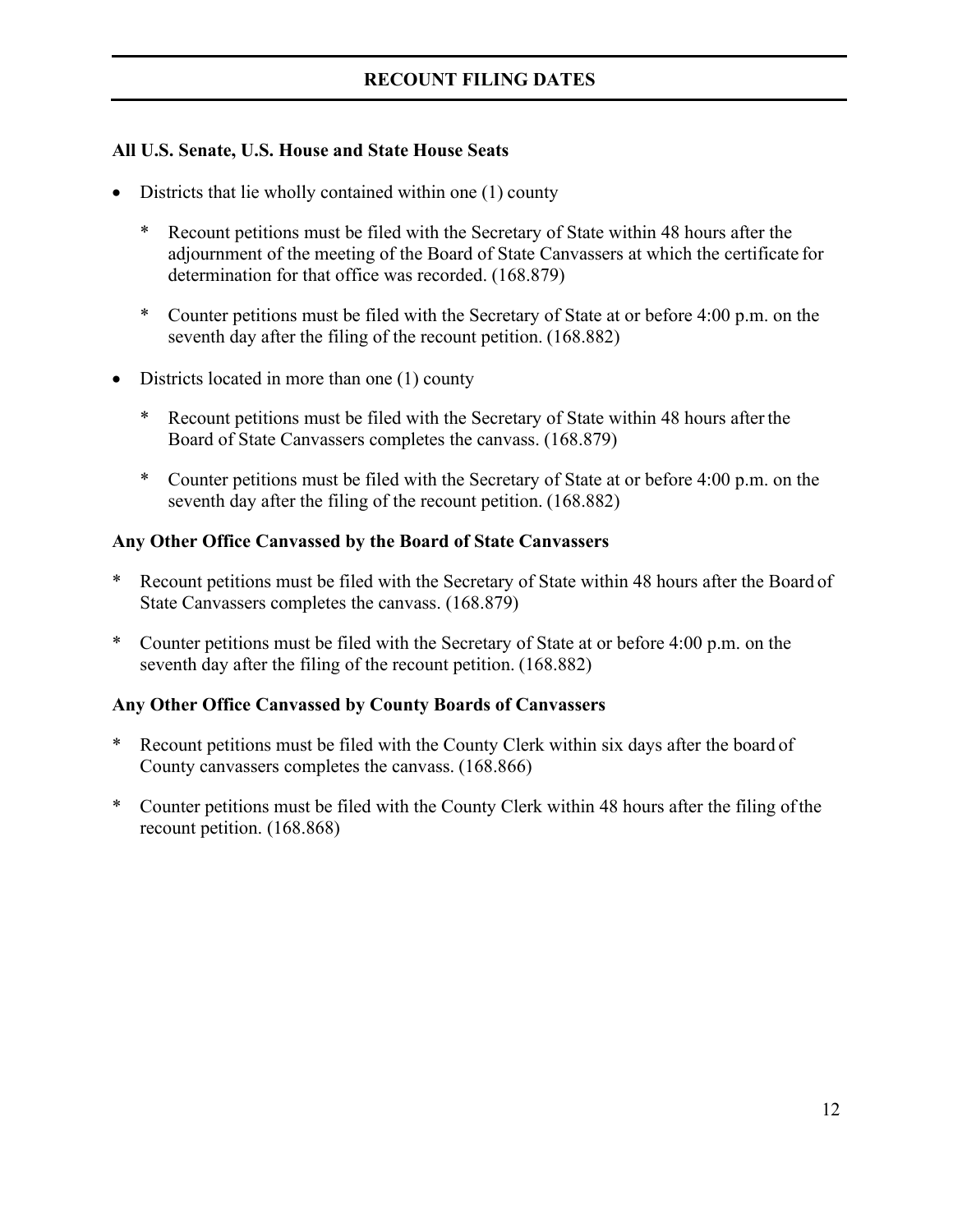## RECOUNT FILING DATES

**All U.S. Senate, U.S. House and State House Seats**

- Districts that lie wholly contained within one (1) county
    - * Recount petitions must be filed with the Secretary of State within 48 hours after the adjournment of the meeting of the Board of State Canvassers at which the certificate for determination for that office was recorded. (168.879)
    - * Counter petitions must be filed with the Secretary of State at or before 4:00 p.m. on the seventh day after the filing of the recount petition. (168.882)
- Districts located in more than one (1) county
    - * Recount petitions must be filed with the Secretary of State within 48 hours after the Board of State Canvassers completes the canvass. (168.879)
    - * Counter petitions must be filed with the Secretary of State at or before 4:00 p.m. on the seventh day after the filing of the recount petition. (168.882)

**Any Other Office Canvassed by the Board of State Canvassers**

* Recount petitions must be filed with the Secretary of State within 48 hours after the Board of State Canvassers completes the canvass. (168.879)

* Counter petitions must be filed with the Secretary of State at or before 4:00 p.m. on the seventh day after the filing of the recount petition. (168.882)

**Any Other Office Canvassed by County Boards of Canvassers**

* Recount petitions must be filed with the County Clerk within six days after the board of County canvassers completes the canvass. (168.866)

* Counter petitions must be filed with the County Clerk within 48 hours after the filing of the recount petition. (168.868)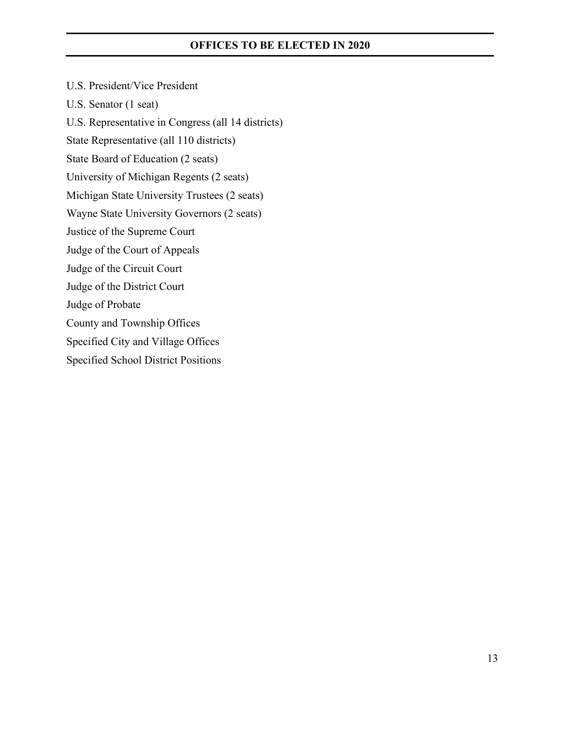## OFFICES TO BE ELECTED IN 2020

U.S. President/Vice President

U.S. Senator (1 seat)

U.S. Representative in Congress (all 14 districts)

State Representative (all 110 districts)

State Board of Education (2 seats)

University of Michigan Regents (2 seats)

Michigan State University Trustees (2 seats)

Wayne State University Governors (2 seats)

Justice of the Supreme Court

Judge of the Court of Appeals

Judge of the Circuit Court

Judge of the District Court

Judge of Probate

County and Township Offices

Specified City and Village Offices

Specified School District Positions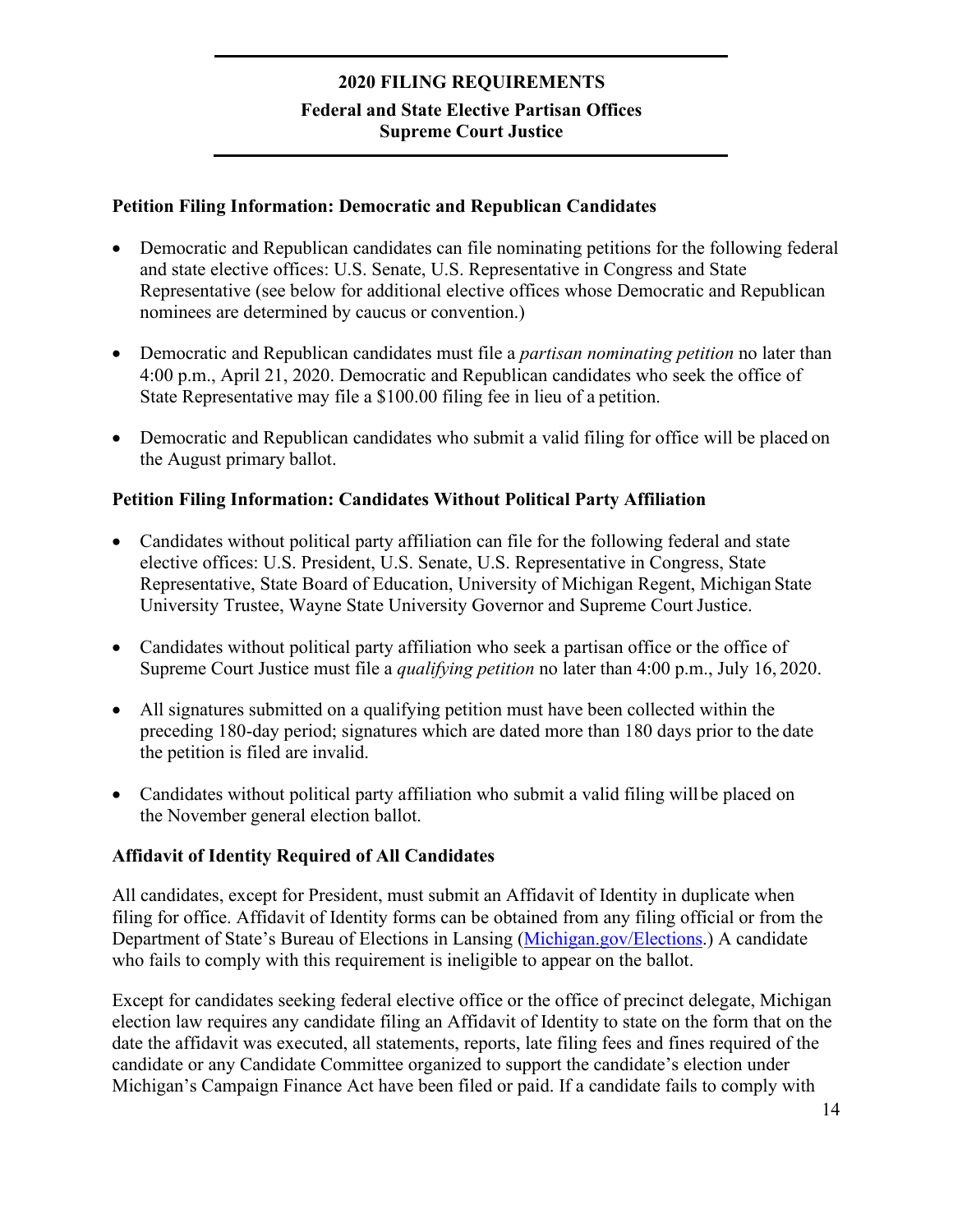## 2020 FILING REQUIREMENTS

### Federal and State Elective Partisan Offices
### Supreme Court Justice

**Petition Filing Information: Democratic and Republican Candidates**

- Democratic and Republican candidates can file nominating petitions for the following federal and state elective offices: U.S. Senate, U.S. Representative in Congress and State Representative (see below for additional elective offices whose Democratic and Republican nominees are determined by caucus or convention.)
- Democratic and Republican candidates must file a *partisan nominating petition* no later than 4:00 p.m., April 21, 2020. Democratic and Republican candidates who seek the office of State Representative may file a $100.00 filing fee in lieu of a petition.
- Democratic and Republican candidates who submit a valid filing for office will be placed on the August primary ballot.

**Petition Filing Information: Candidates Without Political Party Affiliation**

- Candidates without political party affiliation can file for the following federal and state elective offices: U.S. President, U.S. Senate, U.S. Representative in Congress, State Representative, State Board of Education, University of Michigan Regent, Michigan State University Trustee, Wayne State University Governor and Supreme Court Justice.
- Candidates without political party affiliation who seek a partisan office or the office of Supreme Court Justice must file a *qualifying petition* no later than 4:00 p.m., July 16, 2020.
- All signatures submitted on a qualifying petition must have been collected within the preceding 180-day period; signatures which are dated more than 180 days prior to the date the petition is filed are invalid.
- Candidates without political party affiliation who submit a valid filing will be placed on the November general election ballot.

**Affidavit of Identity Required of All Candidates**

All candidates, except for President, must submit an Affidavit of Identity in duplicate when filing for office. Affidavit of Identity forms can be obtained from any filing official or from the Department of State's Bureau of Elections in Lansing ([Michigan.gov/Elections](Michigan.gov/Elections).) A candidate who fails to comply with this requirement is ineligible to appear on the ballot.

Except for candidates seeking federal elective office or the office of precinct delegate, Michigan election law requires any candidate filing an Affidavit of Identity to state on the form that on the date the affidavit was executed, all statements, reports, late filing fees and fines required of the candidate or any Candidate Committee organized to support the candidate's election under Michigan's Campaign Finance Act have been filed or paid. If a candidate fails to comply with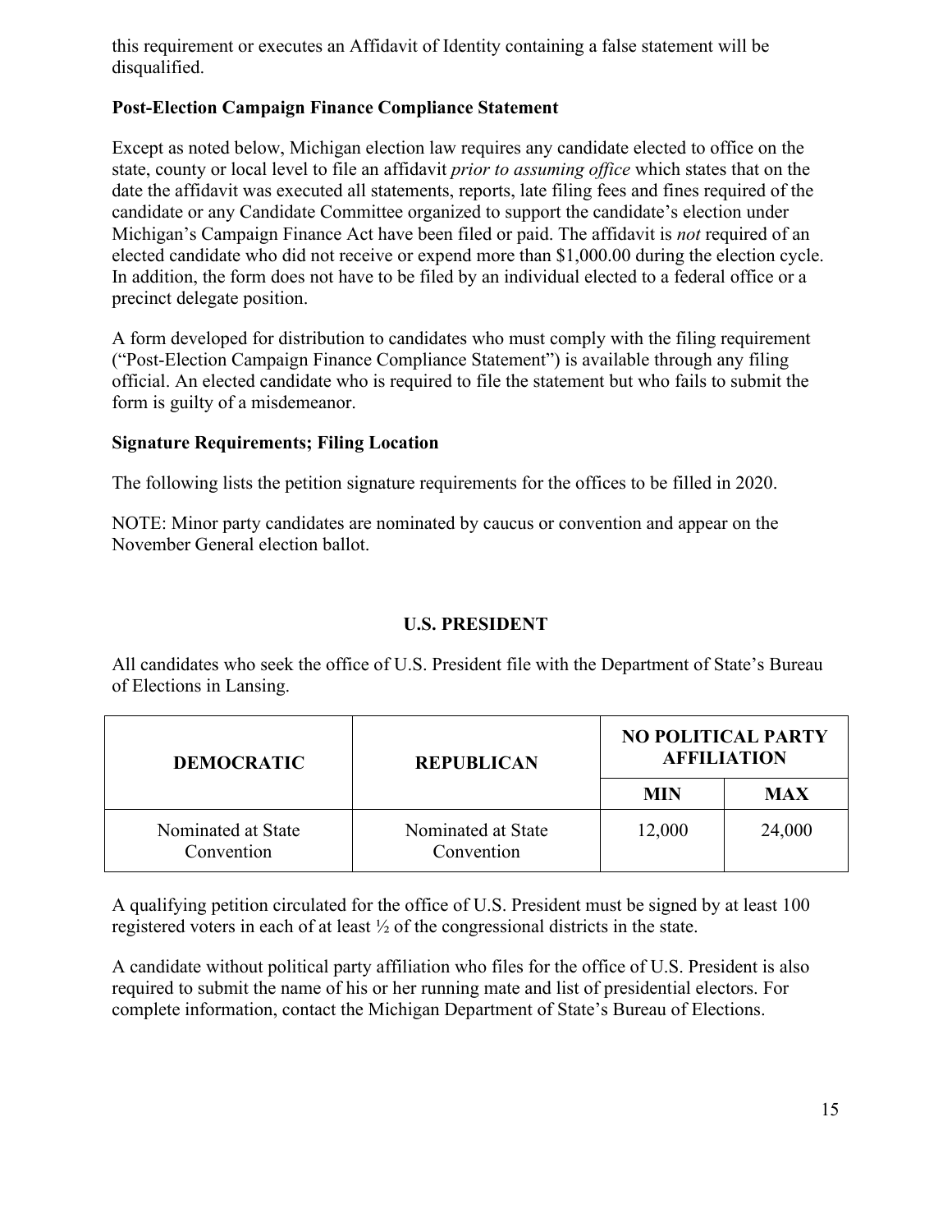this requirement or executes an Affidavit of Identity containing a false statement will be disqualified.

### Post-Election Campaign Finance Compliance Statement

Except as noted below, Michigan election law requires any candidate elected to office on the state, county or local level to file an affidavit *prior to assuming office* which states that on the date the affidavit was executed all statements, reports, late filing fees and fines required of the candidate or any Candidate Committee organized to support the candidate's election under Michigan's Campaign Finance Act have been filed or paid. The affidavit is *not* required of an elected candidate who did not receive or expend more than $1,000.00 during the election cycle. In addition, the form does not have to be filed by an individual elected to a federal office or a precinct delegate position.

A form developed for distribution to candidates who must comply with the filing requirement ("Post-Election Campaign Finance Compliance Statement") is available through any filing official. An elected candidate who is required to file the statement but who fails to submit the form is guilty of a misdemeanor.

### Signature Requirements; Filing Location

The following lists the petition signature requirements for the offices to be filled in 2020.

NOTE: Minor party candidates are nominated by caucus or convention and appear on the November General election ballot.

## U.S. PRESIDENT

All candidates who seek the office of U.S. President file with the Department of State's Bureau of Elections in Lansing.

| DEMOCRATIC | REPUBLICAN | NO POLITICAL PARTY AFFILIATION | |
|---|---|---|---|
| | | MIN | MAX |
| Nominated at State Convention | Nominated at State Convention | 12,000 | 24,000 |

A qualifying petition circulated for the office of U.S. President must be signed by at least 100 registered voters in each of at least ½ of the congressional districts in the state.

A candidate without political party affiliation who files for the office of U.S. President is also required to submit the name of his or her running mate and list of presidential electors. For complete information, contact the Michigan Department of State's Bureau of Elections.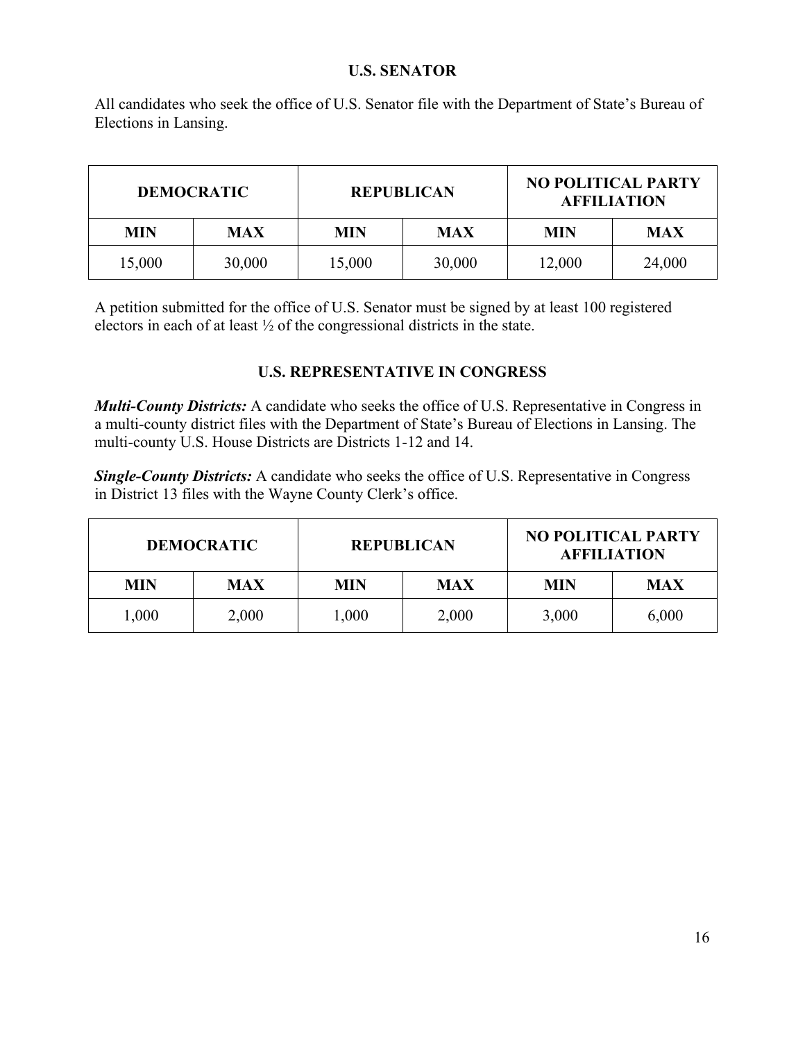## U.S. SENATOR

All candidates who seek the office of U.S. Senator file with the Department of State's Bureau of Elections in Lansing.

| DEMOCRATIC | | REPUBLICAN | | NO POLITICAL PARTY AFFILIATION | |
|---|---|---|---|---|---|
| MIN | MAX | MIN | MAX | MIN | MAX |
| 15,000 | 30,000 | 15,000 | 30,000 | 12,000 | 24,000 |

A petition submitted for the office of U.S. Senator must be signed by at least 100 registered electors in each of at least ½ of the congressional districts in the state.

## U.S. REPRESENTATIVE IN CONGRESS

***Multi-County Districts:*** A candidate who seeks the office of U.S. Representative in Congress in a multi-county district files with the Department of State's Bureau of Elections in Lansing. The multi-county U.S. House Districts are Districts 1-12 and 14.

***Single-County Districts:*** A candidate who seeks the office of U.S. Representative in Congress in District 13 files with the Wayne County Clerk's office.

| DEMOCRATIC | | REPUBLICAN | | NO POLITICAL PARTY AFFILIATION | |
|---|---|---|---|---|---|
| MIN | MAX | MIN | MAX | MIN | MAX |
| 1,000 | 2,000 | 1,000 | 2,000 | 3,000 | 6,000 |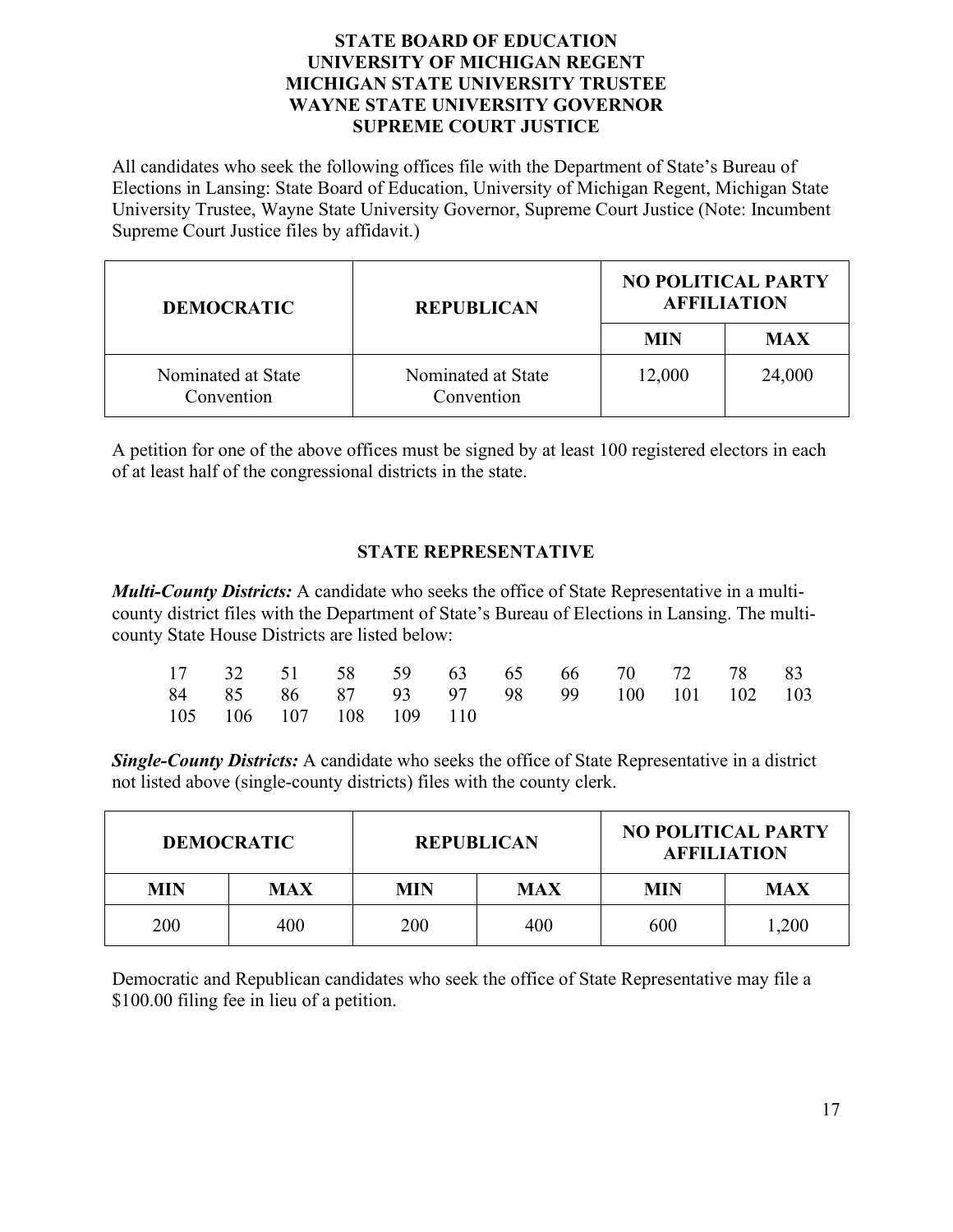## STATE BOARD OF EDUCATION
## UNIVERSITY OF MICHIGAN REGENT
## MICHIGAN STATE UNIVERSITY TRUSTEE
## WAYNE STATE UNIVERSITY GOVERNOR
## SUPREME COURT JUSTICE

All candidates who seek the following offices file with the Department of State's Bureau of Elections in Lansing: State Board of Education, University of Michigan Regent, Michigan State University Trustee, Wayne State University Governor, Supreme Court Justice (Note: Incumbent Supreme Court Justice files by affidavit.)

| DEMOCRATIC | REPUBLICAN | NO POLITICAL PARTY AFFILIATION | |
|---|---|---|---|
| | | MIN | MAX |
| Nominated at State Convention | Nominated at State Convention | 12,000 | 24,000 |

A petition for one of the above offices must be signed by at least 100 registered electors in each of at least half of the congressional districts in the state.

## STATE REPRESENTATIVE

***Multi-County Districts:*** A candidate who seeks the office of State Representative in a multi-county district files with the Department of State's Bureau of Elections in Lansing. The multi-county State House Districts are listed below:

| | | | | | | | | | | | |
|---|---|---|---|---|---|---|---|---|---|---|---|
| 17 | 32 | 51 | 58 | 59 | 63 | 65 | 66 | 70 | 72 | 78 | 83 |
| 84 | 85 | 86 | 87 | 93 | 97 | 98 | 99 | 100 | 101 | 102 | 103 |
| 105 | 106 | 107 | 108 | 109 | 110 | | | | | | |

***Single-County Districts:*** A candidate who seeks the office of State Representative in a district not listed above (single-county districts) files with the county clerk.

| DEMOCRATIC | | REPUBLICAN | | NO POLITICAL PARTY AFFILIATION | |
|---|---|---|---|---|---|
| MIN | MAX | MIN | MAX | MIN | MAX |
| 200 | 400 | 200 | 400 | 600 | 1,200 |

Democratic and Republican candidates who seek the office of State Representative may file a $100.00 filing fee in lieu of a petition.